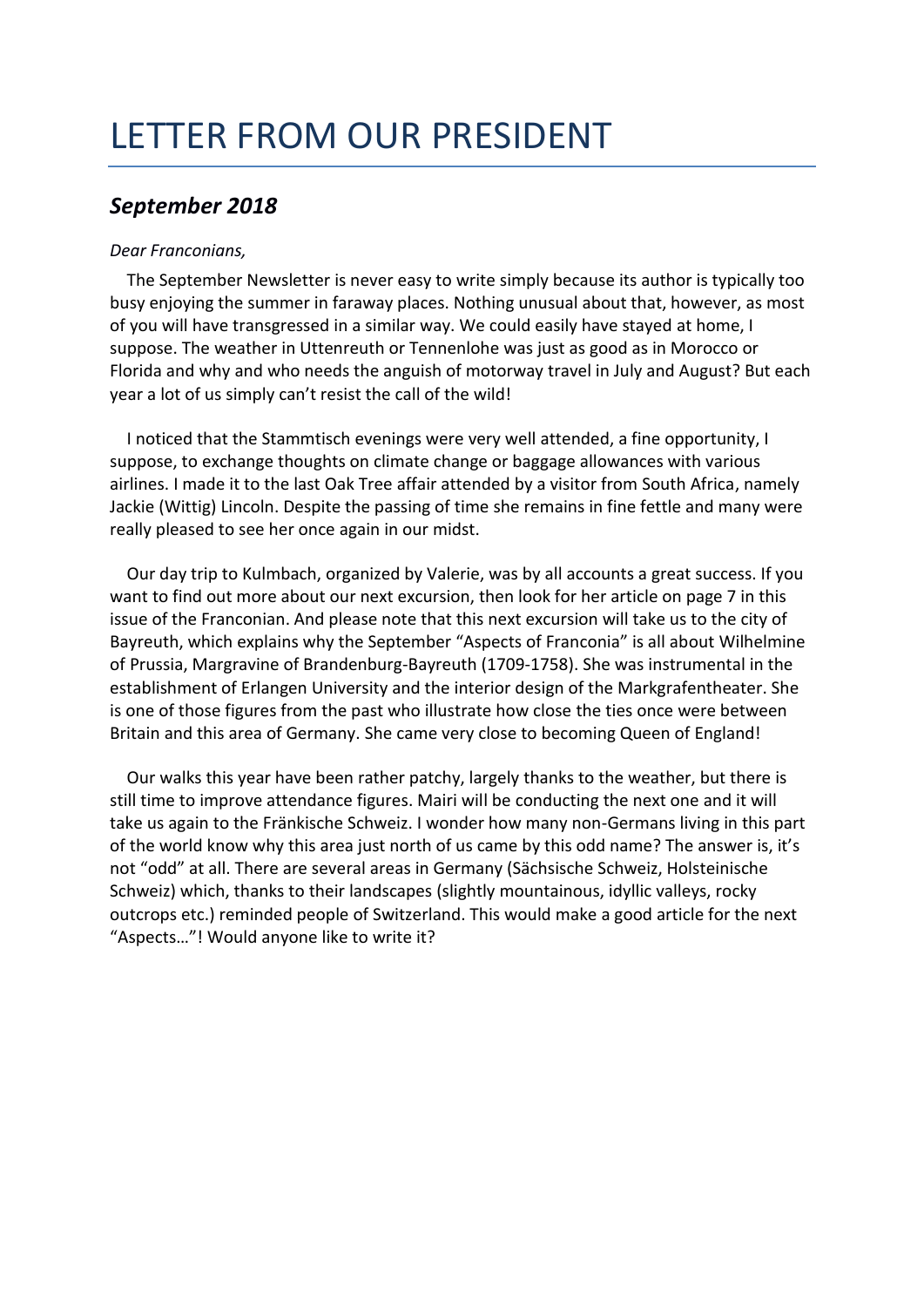# LETTER FROM OUR PRESIDENT

## *September 2018*

*Dear Franconians,*

The September Newsletter is never easy to write simply because its author is typically too busy enjoying the summer in faraway places. Nothing unusual about that, however, as most of you will have transgressed in a similar way. We could easily have stayed at home, I suppose. The weather in Uttenreuth or Tennenlohe was just as good as in Morocco or Florida and why and who needs the anguish of motorway travel in July and August? But each year a lot of us simply can't resist the call of the wild!

I noticed that the Stammtisch evenings were very well attended, a fine opportunity, I suppose, to exchange thoughts on climate change or baggage allowances with various airlines. I made it to the last Oak Tree affair attended by a visitor from South Africa, namely Jackie (Wittig) Lincoln. Despite the passing of time she remains in fine fettle and many were really pleased to see her once again in our midst.

Our day trip to Kulmbach, organized by Valerie, was by all accounts a great success. If you want to find out more about our next excursion, then look for her article on page 7 in this issue of the Franconian. And please note that this next excursion will take us to the city of Bayreuth, which explains why the September "Aspects of Franconia" is all about Wilhelmine of Prussia, Margravine of Brandenburg-Bayreuth (1709-1758). She was instrumental in the establishment of Erlangen University and the interior design of the Markgrafentheater. She is one of those figures from the past who illustrate how close the ties once were between Britain and this area of Germany. She came very close to becoming Queen of England!

Our walks this year have been rather patchy, largely thanks to the weather, but there is still time to improve attendance figures. Mairi will be conducting the next one and it will take us again to the Fränkische Schweiz. I wonder how many non-Germans living in this part of the world know why this area just north of us came by this odd name? The answer is, it's not "odd" at all. There are several areas in Germany (Sächsische Schweiz, Holsteinische Schweiz) which, thanks to their landscapes (slightly mountainous, idyllic valleys, rocky outcrops etc.) reminded people of Switzerland. This would make a good article for the next "Aspects…"! Would anyone like to write it?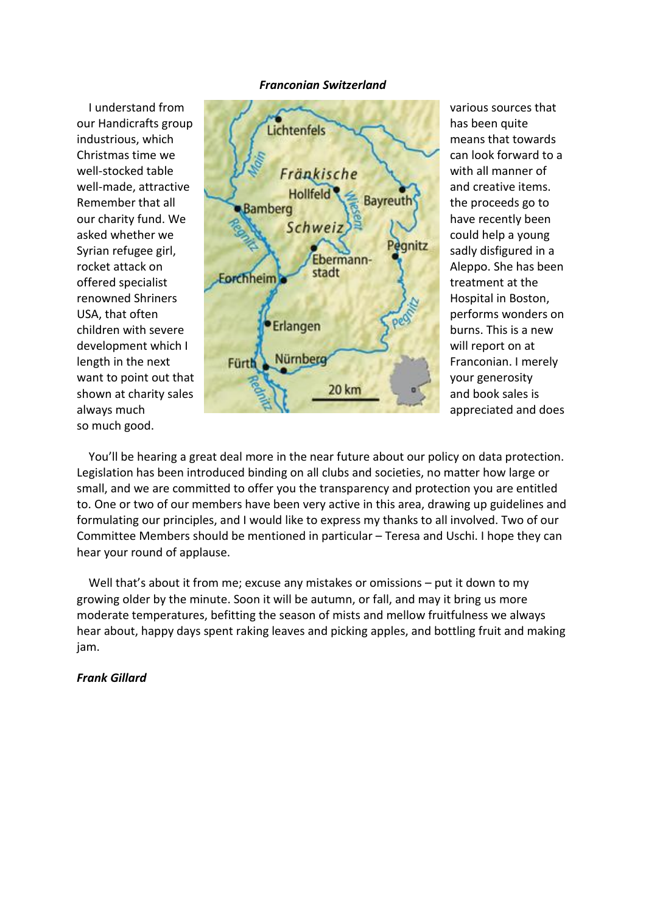***Franconian Switzerland***

I understand from various sources that our Handicrafts group has been quite industrious, which means that towards Christmas time we can look forward to a well-stocked table with all manner of well-made, attractive and creative items. Remember that all the proceeds go to our charity fund. We have recently been asked whether we could help a young Syrian refugee girl, sadly disfigured in a rocket attack on Aleppo. She has been offered specialist treatment at the renowned Shriners Hospital in Boston, USA, that often performs wonders on children with severe burns. This is a new development which I will report on at length in the next Franconian. I merely want to point out that your generosity shown at charity sales and book sales is always much appreciated and does so much good.

Lichtenfels
Main
Fränkische
Hollfeld
Wiesent
Bayreuth
Bamberg
Schweiz
Regnitz
Pegnitz
Ebermann-
stadt
Forchheim
Erlangen
Pegnitz
Fürth
Nürnberg
Rednitz
20 km

You'll be hearing a great deal more in the near future about our policy on data protection. Legislation has been introduced binding on all clubs and societies, no matter how large or small, and we are committed to offer you the transparency and protection you are entitled to. One or two of our members have been very active in this area, drawing up guidelines and formulating our principles, and I would like to express my thanks to all involved. Two of our Committee Members should be mentioned in particular – Teresa and Uschi. I hope they can hear your round of applause.

Well that's about it from me; excuse any mistakes or omissions – put it down to my growing older by the minute. Soon it will be autumn, or fall, and may it bring us more moderate temperatures, befitting the season of mists and mellow fruitfulness we always hear about, happy days spent raking leaves and picking apples, and bottling fruit and making jam.

***Frank Gillard***